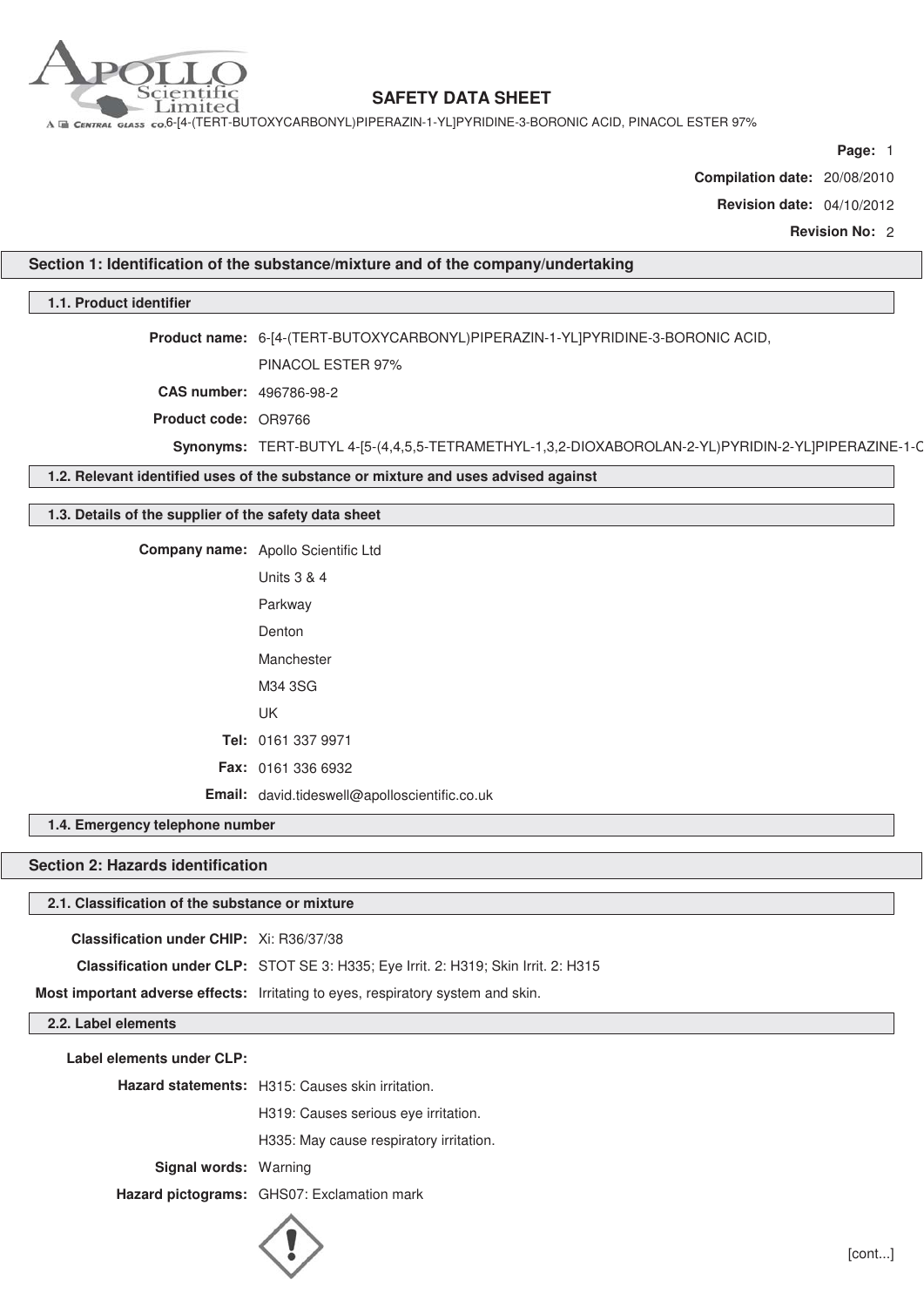# SAFETY DATA SHEET

6-[4-(TERT-BUTOXYCARBONYL)PIPERAZIN-1-YL]PYRIDINE-3-BORONIC ACID, PINACOL ESTER 97%

**Page:** 1

**Compilation date:** 20/08/2010

**Revision date:** 04/10/2012

**Revision No:** 2

## Section 1: Identification of the substance/mixture and of the company/undertaking

### 1.1. Product identifier

**Product name:** 6-[4-(TERT-BUTOXYCARBONYL)PIPERAZIN-1-YL]PYRIDINE-3-BORONIC ACID, PINACOL ESTER 97%

**CAS number:** 496786-98-2

**Product code:** OR9766

**Synonyms:** TERT-BUTYL 4-[5-(4,4,5,5-TETRAMETHYL-1,3,2-DIOXABOROLAN-2-YL)PYRIDIN-2-YL]PIPERAZINE-1-C

### 1.2. Relevant identified uses of the substance or mixture and uses advised against

### 1.3. Details of the supplier of the safety data sheet

**Company name:** Apollo Scientific Ltd

Units 3 & 4

Parkway

Denton

Manchester

M34 3SG

UK

**Tel:** 0161 337 9971

**Fax:** 0161 336 6932

**Email:** david.tideswell@apolloscientific.co.uk

### 1.4. Emergency telephone number

## Section 2: Hazards identification

### 2.1. Classification of the substance or mixture

**Classification under CHIP:** Xi: R36/37/38

**Classification under CLP:** STOT SE 3: H335; Eye Irrit. 2: H319; Skin Irrit. 2: H315

**Most important adverse effects:** Irritating to eyes, respiratory system and skin.

### 2.2. Label elements

**Label elements under CLP:**

**Hazard statements:** H315: Causes skin irritation.

H319: Causes serious eye irritation.

H335: May cause respiratory irritation.

**Signal words:** Warning

**Hazard pictograms:** GHS07: Exclamation mark

[cont...]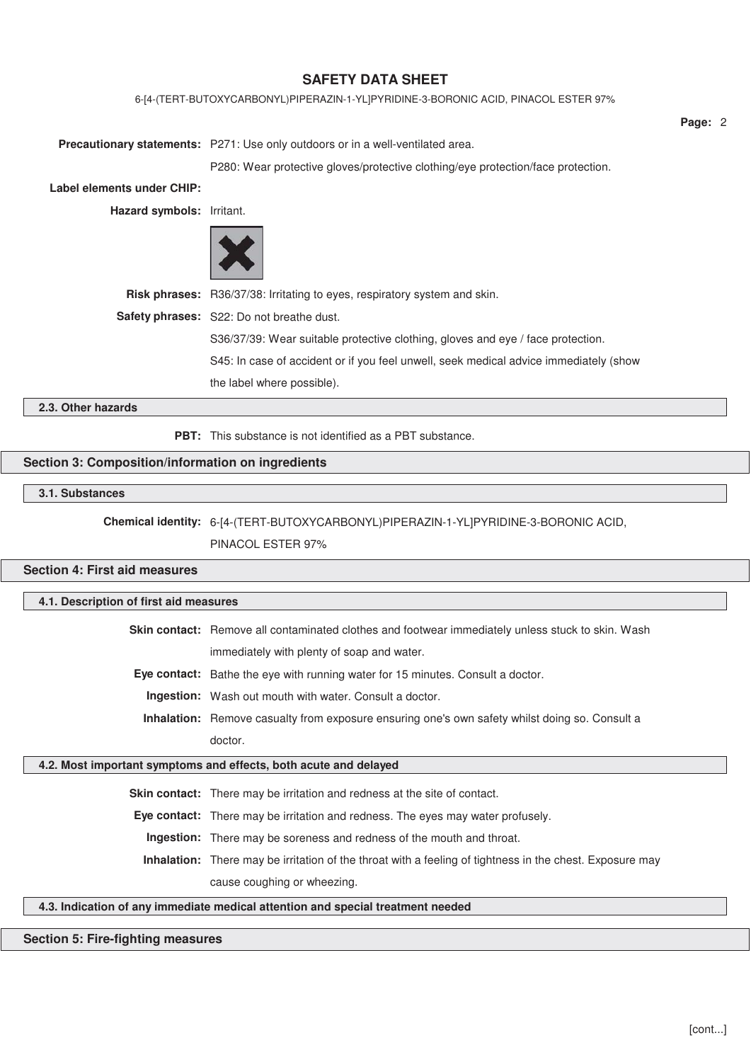**Precautionary statements:** P271: Use only outdoors or in a well-ventilated area.

P280: Wear protective gloves/protective clothing/eye protection/face protection.

**Label elements under CHIP:**

**Hazard symbols:** Irritant.

**Risk phrases:** R36/37/38: Irritating to eyes, respiratory system and skin.

**Safety phrases:** S22: Do not breathe dust.

S36/37/39: Wear suitable protective clothing, gloves and eye / face protection.

S45: In case of accident or if you feel unwell, seek medical advice immediately (show the label where possible).

### 2.3. Other hazards

**PBT:** This substance is not identified as a PBT substance.

## Section 3: Composition/information on ingredients

### 3.1. Substances

**Chemical identity:** 6-[4-(TERT-BUTOXYCARBONYL)PIPERAZIN-1-YL]PYRIDINE-3-BORONIC ACID, PINACOL ESTER 97%

## Section 4: First aid measures

### 4.1. Description of first aid measures

**Skin contact:** Remove all contaminated clothes and footwear immediately unless stuck to skin. Wash immediately with plenty of soap and water.

**Eye contact:** Bathe the eye with running water for 15 minutes. Consult a doctor.

**Ingestion:** Wash out mouth with water. Consult a doctor.

**Inhalation:** Remove casualty from exposure ensuring one's own safety whilst doing so. Consult a doctor.

### 4.2. Most important symptoms and effects, both acute and delayed

**Skin contact:** There may be irritation and redness at the site of contact.

**Eye contact:** There may be irritation and redness. The eyes may water profusely.

**Ingestion:** There may be soreness and redness of the mouth and throat.

**Inhalation:** There may be irritation of the throat with a feeling of tightness in the chest. Exposure may cause coughing or wheezing.

### 4.3. Indication of any immediate medical attention and special treatment needed

## Section 5: Fire-fighting measures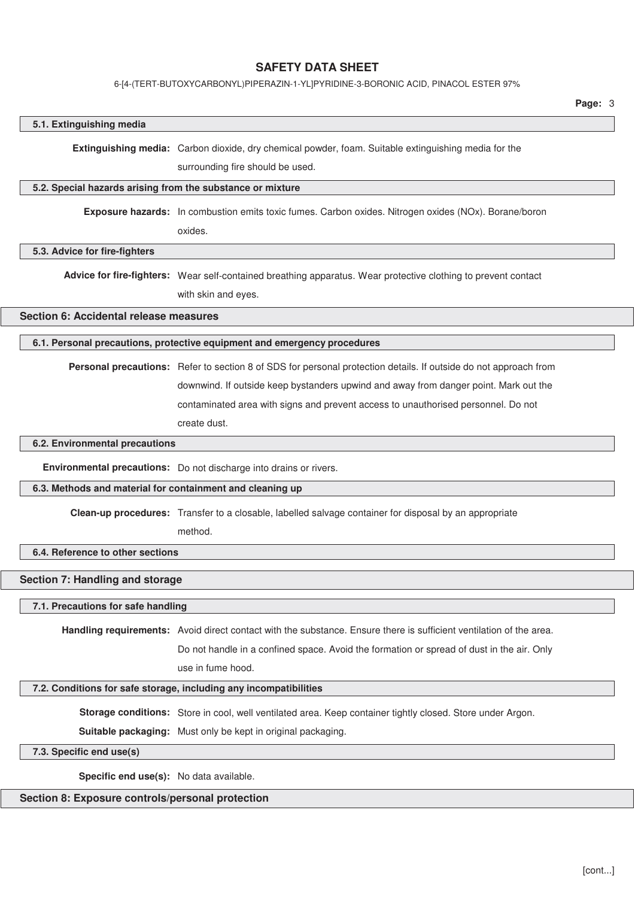### 5.1. Extinguishing media

**Extinguishing media:** Carbon dioxide, dry chemical powder, foam. Suitable extinguishing media for the surrounding fire should be used.

### 5.2. Special hazards arising from the substance or mixture

**Exposure hazards:** In combustion emits toxic fumes. Carbon oxides. Nitrogen oxides (NOx). Borane/boron oxides.

### 5.3. Advice for fire-fighters

**Advice for fire-fighters:** Wear self-contained breathing apparatus. Wear protective clothing to prevent contact with skin and eyes.

## Section 6: Accidental release measures

### 6.1. Personal precautions, protective equipment and emergency procedures

**Personal precautions:** Refer to section 8 of SDS for personal protection details. If outside do not approach from downwind. If outside keep bystanders upwind and away from danger point. Mark out the contaminated area with signs and prevent access to unauthorised personnel. Do not create dust.

### 6.2. Environmental precautions

**Environmental precautions:** Do not discharge into drains or rivers.

### 6.3. Methods and material for containment and cleaning up

**Clean-up procedures:** Transfer to a closable, labelled salvage container for disposal by an appropriate method.

### 6.4. Reference to other sections

## Section 7: Handling and storage

### 7.1. Precautions for safe handling

**Handling requirements:** Avoid direct contact with the substance. Ensure there is sufficient ventilation of the area. Do not handle in a confined space. Avoid the formation or spread of dust in the air. Only use in fume hood.

### 7.2. Conditions for safe storage, including any incompatibilities

**Storage conditions:** Store in cool, well ventilated area. Keep container tightly closed. Store under Argon.

**Suitable packaging:** Must only be kept in original packaging.

### 7.3. Specific end use(s)

**Specific end use(s):** No data available.

## Section 8: Exposure controls/personal protection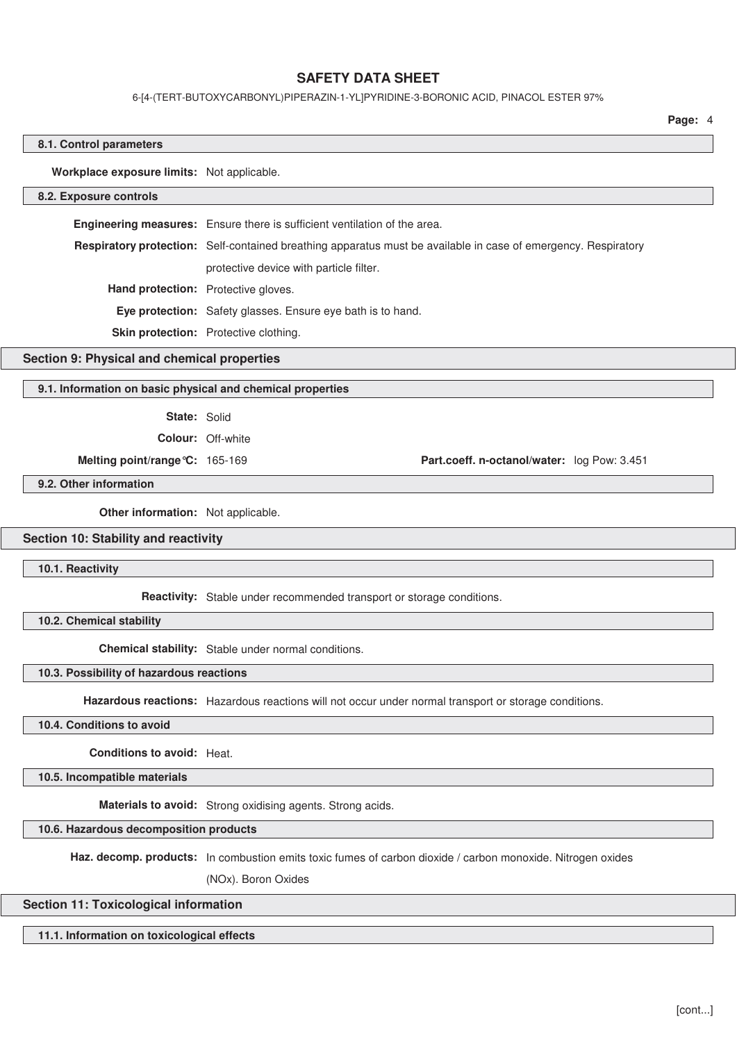#### 8.1. Control parameters

**Workplace exposure limits:** Not applicable.

#### 8.2. Exposure controls

**Engineering measures:** Ensure there is sufficient ventilation of the area.

**Respiratory protection:** Self-contained breathing apparatus must be available in case of emergency. Respiratory protective device with particle filter.

**Hand protection:** Protective gloves.

**Eye protection:** Safety glasses. Ensure eye bath is to hand.

**Skin protection:** Protective clothing.

### Section 9: Physical and chemical properties

#### 9.1. Information on basic physical and chemical properties

**State:** Solid

**Colour:** Off-white

**Melting point/range°C:** 165-169

**Part.coeff. n-octanol/water:** log Pow: 3.451

#### 9.2. Other information

**Other information:** Not applicable.

### Section 10: Stability and reactivity

#### 10.1. Reactivity

**Reactivity:** Stable under recommended transport or storage conditions.

#### 10.2. Chemical stability

**Chemical stability:** Stable under normal conditions.

#### 10.3. Possibility of hazardous reactions

**Hazardous reactions:** Hazardous reactions will not occur under normal transport or storage conditions.

#### 10.4. Conditions to avoid

**Conditions to avoid:** Heat.

#### 10.5. Incompatible materials

**Materials to avoid:** Strong oxidising agents. Strong acids.

#### 10.6. Hazardous decomposition products

**Haz. decomp. products:** In combustion emits toxic fumes of carbon dioxide / carbon monoxide. Nitrogen oxides (NOx). Boron Oxides

### Section 11: Toxicological information

#### 11.1. Information on toxicological effects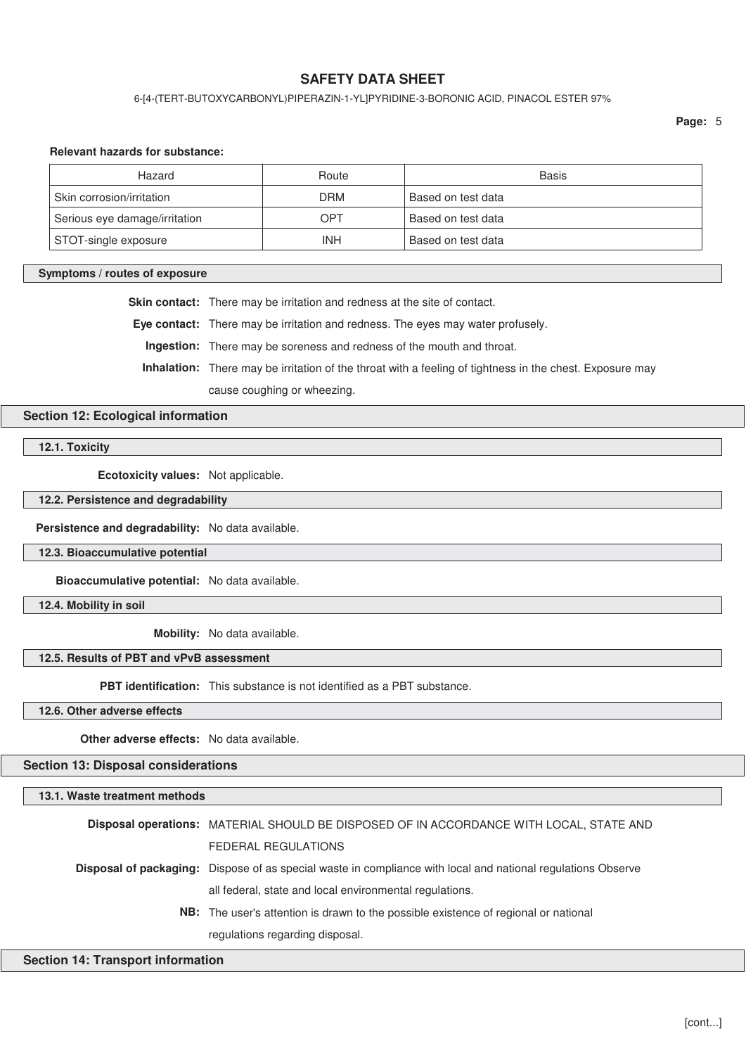**Relevant hazards for substance:**

| Hazard | Route | Basis |
| --- | --- | --- |
| Skin corrosion/irritation | DRM | Based on test data |
| Serious eye damage/irritation | OPT | Based on test data |
| STOT-single exposure | INH | Based on test data |

### Symptoms / routes of exposure

**Skin contact:** There may be irritation and redness at the site of contact.

**Eye contact:** There may be irritation and redness. The eyes may water profusely.

**Ingestion:** There may be soreness and redness of the mouth and throat.

**Inhalation:** There may be irritation of the throat with a feeling of tightness in the chest. Exposure may cause coughing or wheezing.

## Section 12: Ecological information

### 12.1. Toxicity

**Ecotoxicity values:** Not applicable.

### 12.2. Persistence and degradability

**Persistence and degradability:** No data available.

### 12.3. Bioaccumulative potential

**Bioaccumulative potential:** No data available.

### 12.4. Mobility in soil

**Mobility:** No data available.

### 12.5. Results of PBT and vPvB assessment

**PBT identification:** This substance is not identified as a PBT substance.

### 12.6. Other adverse effects

**Other adverse effects:** No data available.

## Section 13: Disposal considerations

### 13.1. Waste treatment methods

**Disposal operations:** MATERIAL SHOULD BE DISPOSED OF IN ACCORDANCE WITH LOCAL, STATE AND FEDERAL REGULATIONS

**Disposal of packaging:** Dispose of as special waste in compliance with local and national regulations Observe all federal, state and local environmental regulations.

**NB:** The user's attention is drawn to the possible existence of regional or national regulations regarding disposal.

## Section 14: Transport information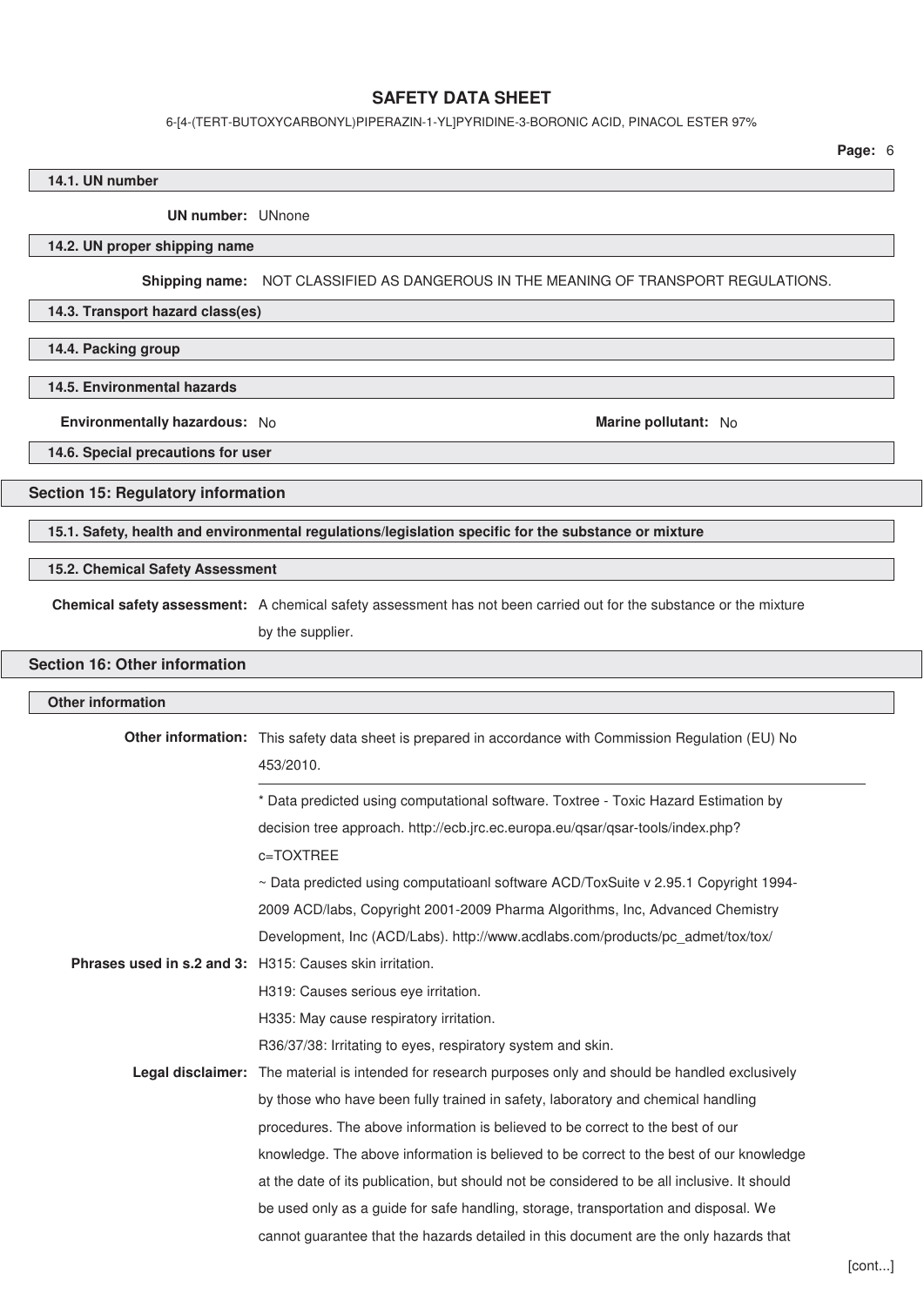**14.1. UN number**

**UN number:** UNnone

**14.2. UN proper shipping name**

**Shipping name:** NOT CLASSIFIED AS DANGEROUS IN THE MEANING OF TRANSPORT REGULATIONS.

**14.3. Transport hazard class(es)**

**14.4. Packing group**

**14.5. Environmental hazards**

**Environmentally hazardous:** No

**Marine pollutant:** No

**14.6. Special precautions for user**

## Section 15: Regulatory information

**15.1. Safety, health and environmental regulations/legislation specific for the substance or mixture**

**15.2. Chemical Safety Assessment**

**Chemical safety assessment:** A chemical safety assessment has not been carried out for the substance or the mixture by the supplier.

## Section 16: Other information

**Other information**

**Other information:** This safety data sheet is prepared in accordance with Commission Regulation (EU) No 453/2010.

* Data predicted using computational software. Toxtree - Toxic Hazard Estimation by decision tree approach. http://ecb.jrc.ec.europa.eu/qsar/qsar-tools/index.php?c=TOXTREE

~ Data predicted using computatioanl software ACD/ToxSuite v 2.95.1 Copyright 1994-2009 ACD/labs, Copyright 2001-2009 Pharma Algorithms, Inc, Advanced Chemistry Development, Inc (ACD/Labs). http://www.acdlabs.com/products/pc_admet/tox/tox/

**Phrases used in s.2 and 3:** H315: Causes skin irritation.

H319: Causes serious eye irritation.

H335: May cause respiratory irritation.

R36/37/38: Irritating to eyes, respiratory system and skin.

**Legal disclaimer:** The material is intended for research purposes only and should be handled exclusively by those who have been fully trained in safety, laboratory and chemical handling procedures. The above information is believed to be correct to the best of our knowledge. The above information is believed to be correct to the best of our knowledge at the date of its publication, but should not be considered to be all inclusive. It should be used only as a guide for safe handling, storage, transportation and disposal. We cannot guarantee that the hazards detailed in this document are the only hazards that

[cont...]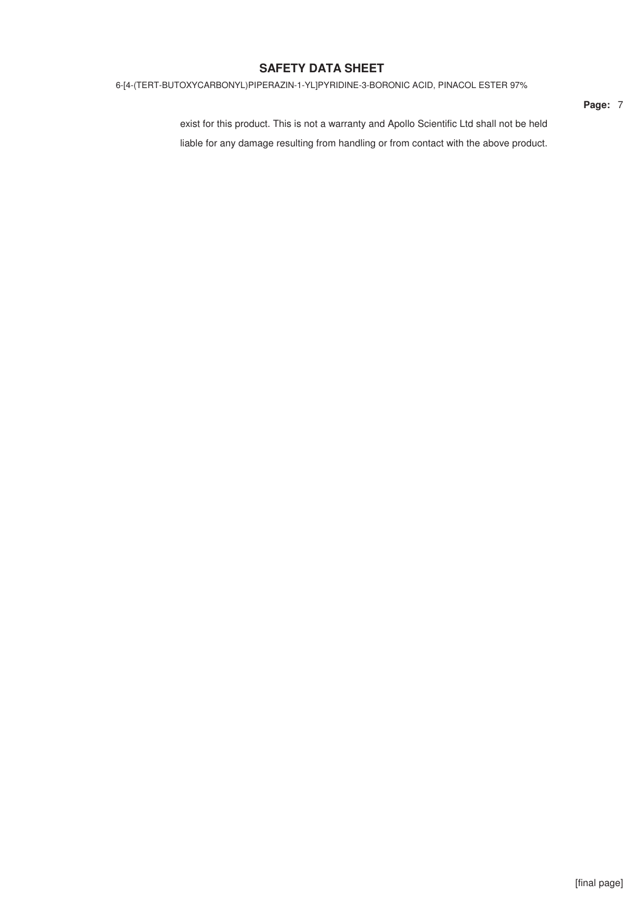exist for this product. This is not a warranty and Apollo Scientific Ltd shall not be held liable for any damage resulting from handling or from contact with the above product.

[final page]